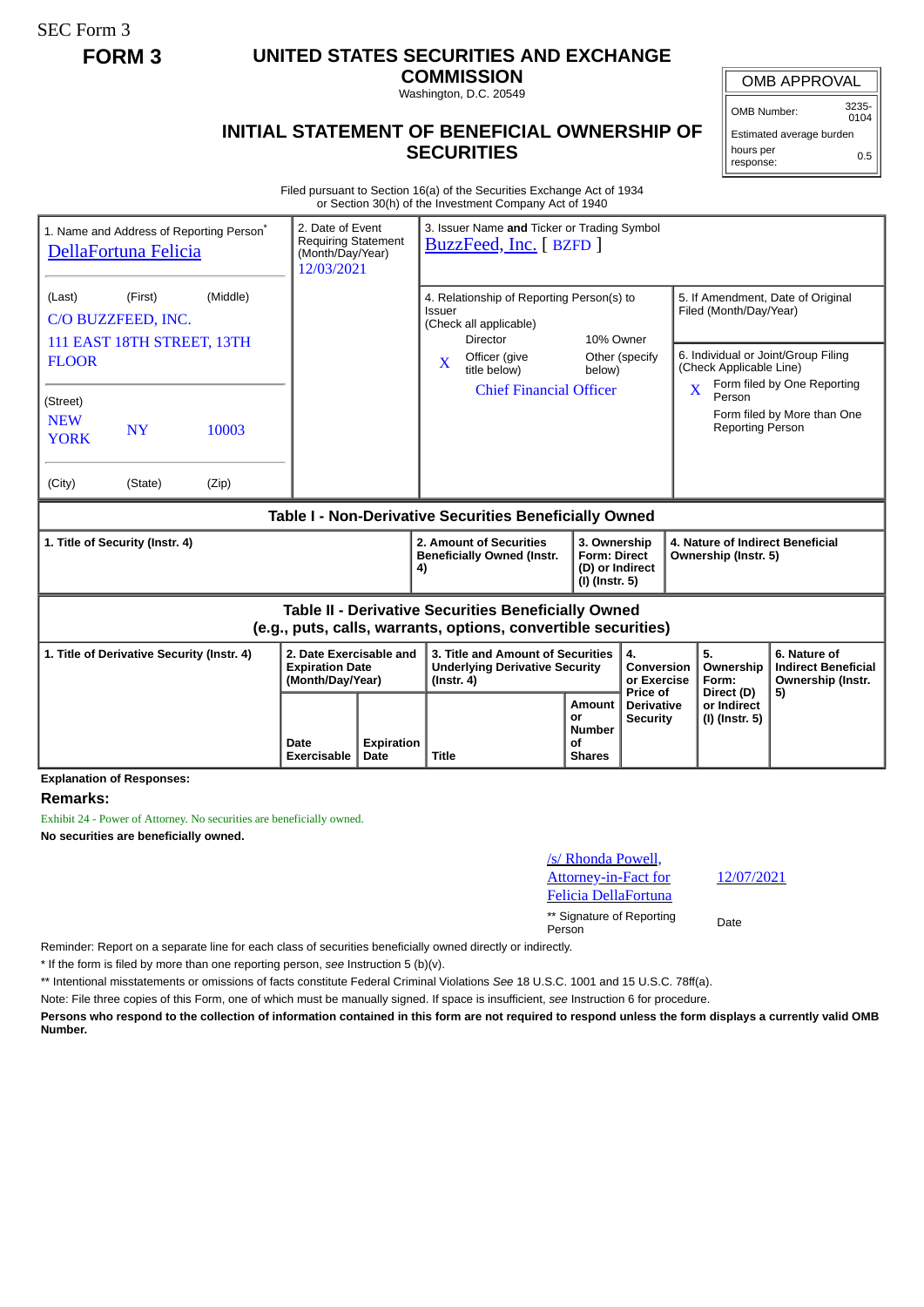SEC Form 3

**FORM 3**

# UNITED STATES SECURITIES AND EXCHANGE COMMISSION

Washington, D.C. 20549

## INITIAL STATEMENT OF BENEFICIAL OWNERSHIP OF SECURITIES

| OMB APPROVAL | |
|---|---|
| OMB Number: | 3235-0104 |
| Estimated average burden hours per response: | 0.5 |

Filed pursuant to Section 16(a) of the Securities Exchange Act of 1934
or Section 30(h) of the Investment Company Act of 1940

1. Name and Address of Reporting Person*
DellaFortuna Felicia

(Last) (First) (Middle)
C/O BUZZFEED, INC.
111 EAST 18TH STREET, 13TH FLOOR

(Street)
NEW YORK NY 10003

(City) (State) (Zip)

2. Date of Event Requiring Statement (Month/Day/Year)
12/03/2021

3. Issuer Name **and** Ticker or Trading Symbol
BuzzFeed, Inc. [ BZFD ]

4. Relationship of Reporting Person(s) to Issuer
(Check all applicable)
Director
10% Owner
X Officer (give title below)
Other (specify below)
Chief Financial Officer

5. If Amendment, Date of Original Filed (Month/Day/Year)

6. Individual or Joint/Group Filing (Check Applicable Line)
X Form filed by One Reporting Person
Form filed by More than One Reporting Person

### Table I - Non-Derivative Securities Beneficially Owned

| 1. Title of Security (Instr. 4) | 2. Amount of Securities Beneficially Owned (Instr. 4) | 3. Ownership Form: Direct (D) or Indirect (I) (Instr. 5) | 4. Nature of Indirect Beneficial Ownership (Instr. 5) |
|---|---|---|---|

### Table II - Derivative Securities Beneficially Owned (e.g., puts, calls, warrants, options, convertible securities)

| 1. Title of Derivative Security (Instr. 4) | 2. Date Exercisable and Expiration Date (Month/Day/Year) | | 3. Title and Amount of Securities Underlying Derivative Security (Instr. 4) | | 4. Conversion or Exercise Price of Derivative Security | 5. Ownership Form: Direct (D) or Indirect (I) (Instr. 5) | 6. Nature of Indirect Beneficial Ownership (Instr. 5) |
|---|---|---|---|---|---|---|---|
| | Date Exercisable | Expiration Date | Title | Amount or Number of Shares | | | |

**Explanation of Responses:**

**Remarks:**

Exhibit 24 - Power of Attorney. No securities are beneficially owned.

**No securities are beneficially owned.**

/s/ Rhonda Powell, Attorney-in-Fact for Felicia DellaFortuna — 12/07/2021

** Signature of Reporting Person — Date

Reminder: Report on a separate line for each class of securities beneficially owned directly or indirectly.

* If the form is filed by more than one reporting person, *see* Instruction 5 (b)(v).

** Intentional misstatements or omissions of facts constitute Federal Criminal Violations *See* 18 U.S.C. 1001 and 15 U.S.C. 78ff(a).

Note: File three copies of this Form, one of which must be manually signed. If space is insufficient, *see* Instruction 6 for procedure.

**Persons who respond to the collection of information contained in this form are not required to respond unless the form displays a currently valid OMB Number.**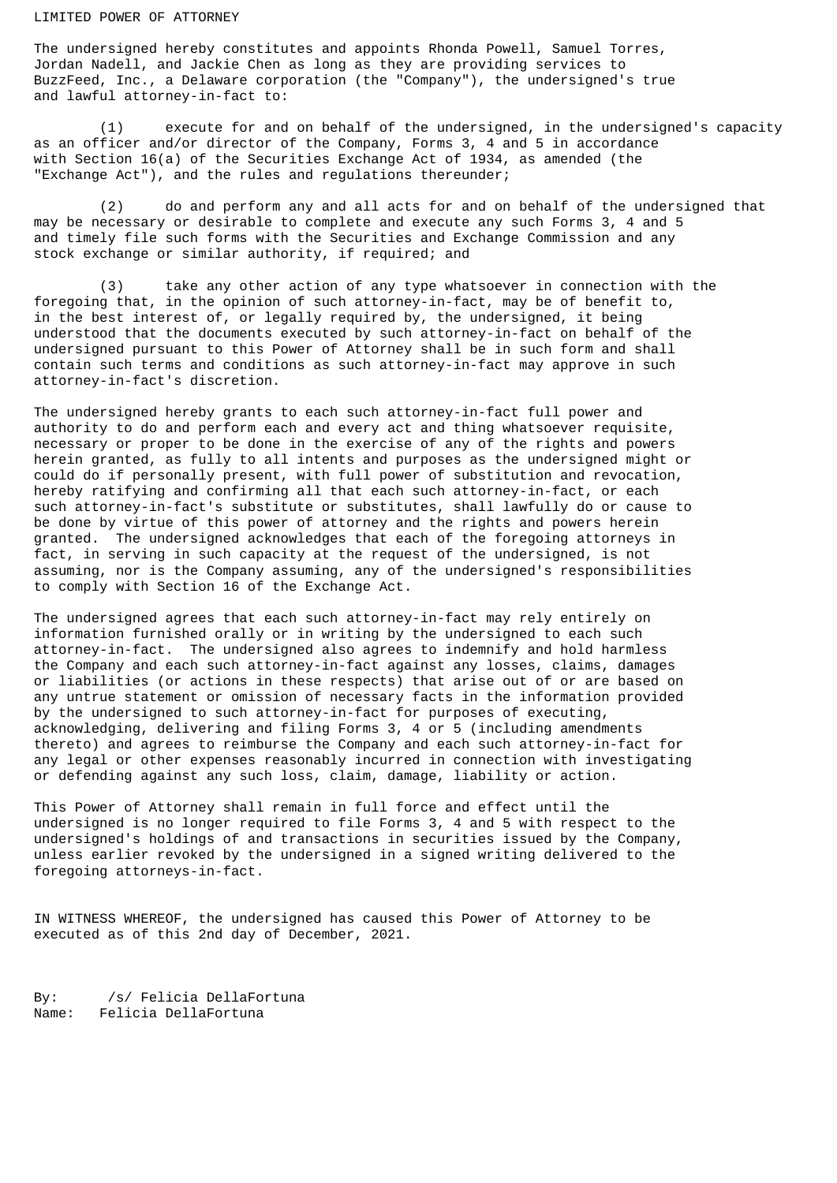# LIMITED POWER OF ATTORNEY

The undersigned hereby constitutes and appoints Rhonda Powell, Samuel Torres, Jordan Nadell, and Jackie Chen as long as they are providing services to BuzzFeed, Inc., a Delaware corporation (the "Company"), the undersigned's true and lawful attorney-in-fact to:

(1) execute for and on behalf of the undersigned, in the undersigned's capacity as an officer and/or director of the Company, Forms 3, 4 and 5 in accordance with Section 16(a) of the Securities Exchange Act of 1934, as amended (the "Exchange Act"), and the rules and regulations thereunder;

(2) do and perform any and all acts for and on behalf of the undersigned that may be necessary or desirable to complete and execute any such Forms 3, 4 and 5 and timely file such forms with the Securities and Exchange Commission and any stock exchange or similar authority, if required; and

(3) take any other action of any type whatsoever in connection with the foregoing that, in the opinion of such attorney-in-fact, may be of benefit to, in the best interest of, or legally required by, the undersigned, it being understood that the documents executed by such attorney-in-fact on behalf of the undersigned pursuant to this Power of Attorney shall be in such form and shall contain such terms and conditions as such attorney-in-fact may approve in such attorney-in-fact's discretion.

The undersigned hereby grants to each such attorney-in-fact full power and authority to do and perform each and every act and thing whatsoever requisite, necessary or proper to be done in the exercise of any of the rights and powers herein granted, as fully to all intents and purposes as the undersigned might or could do if personally present, with full power of substitution and revocation, hereby ratifying and confirming all that each such attorney-in-fact, or each such attorney-in-fact's substitute or substitutes, shall lawfully do or cause to be done by virtue of this power of attorney and the rights and powers herein granted. The undersigned acknowledges that each of the foregoing attorneys in fact, in serving in such capacity at the request of the undersigned, is not assuming, nor is the Company assuming, any of the undersigned's responsibilities to comply with Section 16 of the Exchange Act.

The undersigned agrees that each such attorney-in-fact may rely entirely on information furnished orally or in writing by the undersigned to each such attorney-in-fact. The undersigned also agrees to indemnify and hold harmless the Company and each such attorney-in-fact against any losses, claims, damages or liabilities (or actions in these respects) that arise out of or are based on any untrue statement or omission of necessary facts in the information provided by the undersigned to such attorney-in-fact for purposes of executing, acknowledging, delivering and filing Forms 3, 4 or 5 (including amendments thereto) and agrees to reimburse the Company and each such attorney-in-fact for any legal or other expenses reasonably incurred in connection with investigating or defending against any such loss, claim, damage, liability or action.

This Power of Attorney shall remain in full force and effect until the undersigned is no longer required to file Forms 3, 4 and 5 with respect to the undersigned's holdings of and transactions in securities issued by the Company, unless earlier revoked by the undersigned in a signed writing delivered to the foregoing attorneys-in-fact.

IN WITNESS WHEREOF, the undersigned has caused this Power of Attorney to be executed as of this 2nd day of December, 2021.

By: /s/ Felicia DellaFortuna
Name: Felicia DellaFortuna